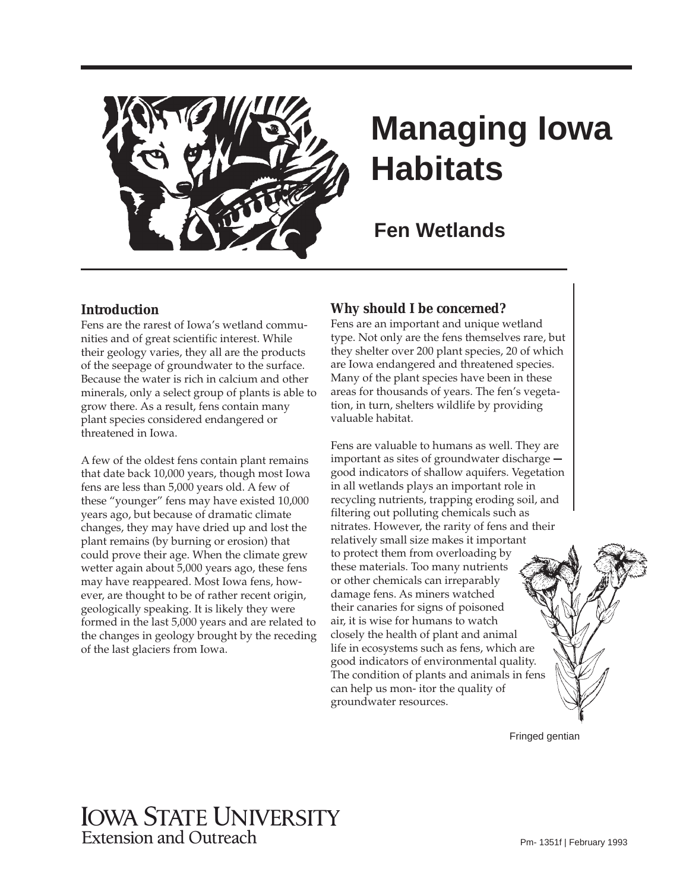# Managing Iowa Habitats

## Fen Wetlands

### Introduction

Fens are the rarest of Iowa's wetland communities and of great scientific interest. While their geology varies, they all are the products of the seepage of groundwater to the surface. Because the water is rich in calcium and other minerals, only a select group of plants is able to grow there. As a result, fens contain many plant species considered endangered or threatened in Iowa.

A few of the oldest fens contain plant remains that date back 10,000 years, though most Iowa fens are less than 5,000 years old. A few of these "younger" fens may have existed 10,000 years ago, but because of dramatic climate changes, they may have dried up and lost the plant remains (by burning or erosion) that could prove their age. When the climate grew wetter again about 5,000 years ago, these fens may have reappeared. Most Iowa fens, however, are thought to be of rather recent origin, geologically speaking. It is likely they were formed in the last 5,000 years and are related to the changes in geology brought by the receding of the last glaciers from Iowa.

### Why should I be concerned?

Fens are an important and unique wetland type. Not only are the fens themselves rare, but they shelter over 200 plant species, 20 of which are Iowa endangered and threatened species. Many of the plant species have been in these areas for thousands of years. The fen's vegetation, in turn, shelters wildlife by providing valuable habitat.

Fens are valuable to humans as well. They are important as sites of groundwater discharge — good indicators of shallow aquifers. Vegetation in all wetlands plays an important role in recycling nutrients, trapping eroding soil, and filtering out polluting chemicals such as nitrates. However, the rarity of fens and their relatively small size makes it important to protect them from overloading by these materials. Too many nutrients or other chemicals can irreparably damage fens. As miners watched their canaries for signs of poisoned air, it is wise for humans to watch closely the health of plant and animal life in ecosystems such as fens, which are good indicators of environmental quality. The condition of plants and animals in fens can help us monitor the quality of groundwater resources.

Fringed gentian

Iowa State University Extension and Outreach

Pm- 1351f | February 1993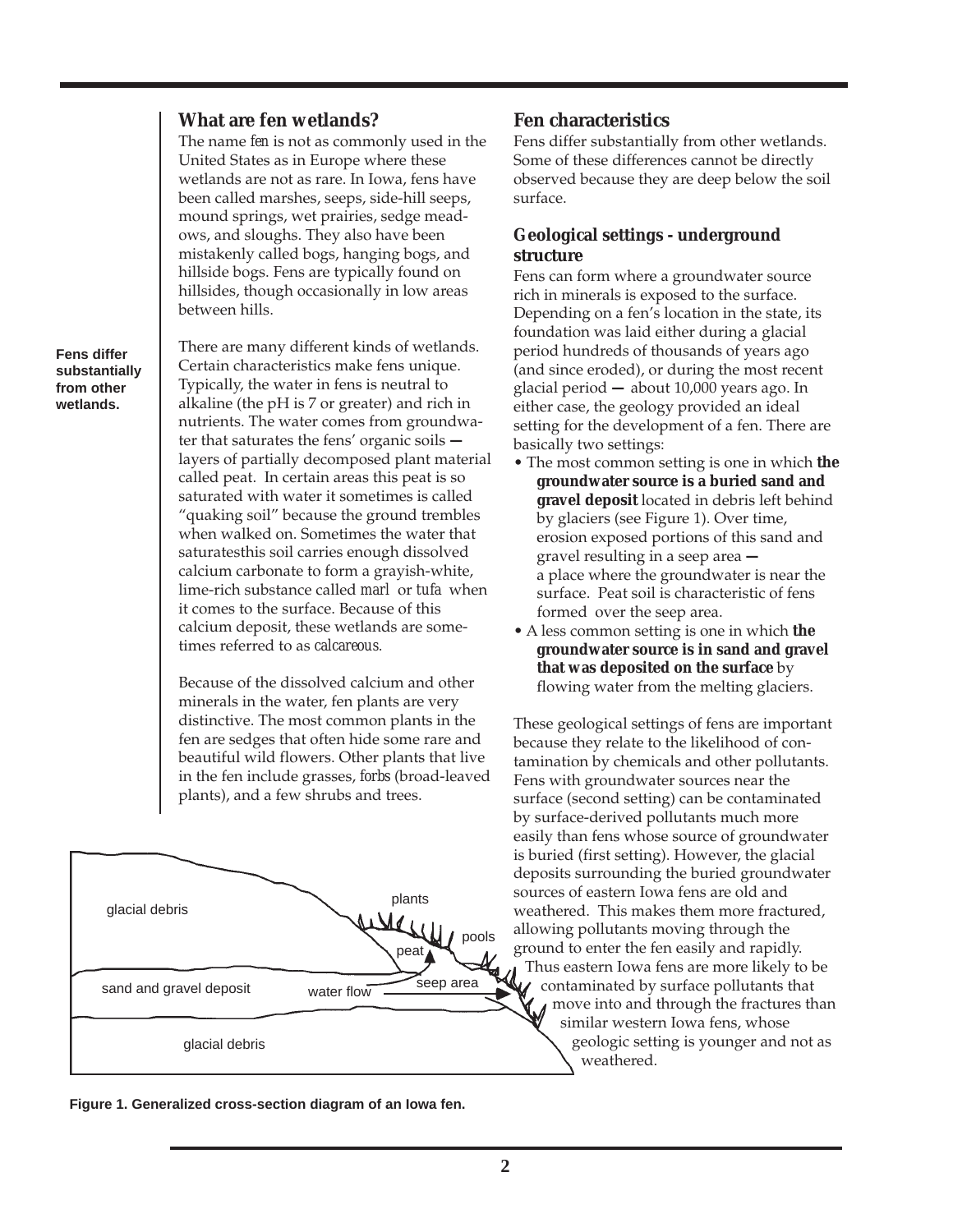## What are fen wetlands?

The name *fen* is not as commonly used in the United States as in Europe where these wetlands are not as rare. In Iowa, fens have been called marshes, seeps, side-hill seeps, mound springs, wet prairies, sedge meadows, and sloughs. They also have been mistakenly called bogs, hanging bogs, and hillside bogs. Fens are typically found on hillsides, though occasionally in low areas between hills.

**Fens differ substantially from other wetlands.**

There are many different kinds of wetlands. Certain characteristics make fens unique. Typically, the water in fens is neutral to alkaline (the pH is 7 or greater) and rich in nutrients. The water comes from groundwater that saturates the fens' organic soils — layers of partially decomposed plant material called peat. In certain areas this peat is so saturated with water it sometimes is called "quaking soil" because the ground trembles when walked on. Sometimes the water that saturatesthis soil carries enough dissolved calcium carbonate to form a grayish-white, lime-rich substance called *marl* or *tufa* when it comes to the surface. Because of this calcium deposit, these wetlands are sometimes referred to as *calcareous*.

Because of the dissolved calcium and other minerals in the water, fen plants are very distinctive. The most common plants in the fen are sedges that often hide some rare and beautiful wild flowers. Other plants that live in the fen include grasses, *forbs* (broad-leaved plants), and a few shrubs and trees.

glacial debris | plants | pools | peat | sand and gravel deposit | water flow | seep area | glacial debris

**Figure 1. Generalized cross-section diagram of an Iowa fen.**

## Fen characteristics

Fens differ substantially from other wetlands. Some of these differences cannot be directly observed because they are deep below the soil surface.

### Geological settings - underground structure

Fens can form where a groundwater source rich in minerals is exposed to the surface. Depending on a fen's location in the state, its foundation was laid either during a glacial period hundreds of thousands of years ago (and since eroded), or during the most recent glacial period — about 10,000 years ago. In either case, the geology provided an ideal setting for the development of a fen. There are basically two settings:

- The most common setting is one in which **the groundwater source is a buried sand and gravel deposit** located in debris left behind by glaciers (see Figure 1). Over time, erosion exposed portions of this sand and gravel resulting in a seep area — a place where the groundwater is near the surface. Peat soil is characteristic of fens formed over the seep area.
- A less common setting is one in which **the groundwater source is in sand and gravel that was deposited on the surface** by flowing water from the melting glaciers.

These geological settings of fens are important because they relate to the likelihood of contamination by chemicals and other pollutants. Fens with groundwater sources near the surface (second setting) can be contaminated by surface-derived pollutants much more easily than fens whose source of groundwater is buried (first setting). However, the glacial deposits surrounding the buried groundwater sources of eastern Iowa fens are old and weathered. This makes them more fractured, allowing pollutants moving through the ground to enter the fen easily and rapidly. Thus eastern Iowa fens are more likely to be contaminated by surface pollutants that move into and through the fractures than similar western Iowa fens, whose geologic setting is younger and not as weathered.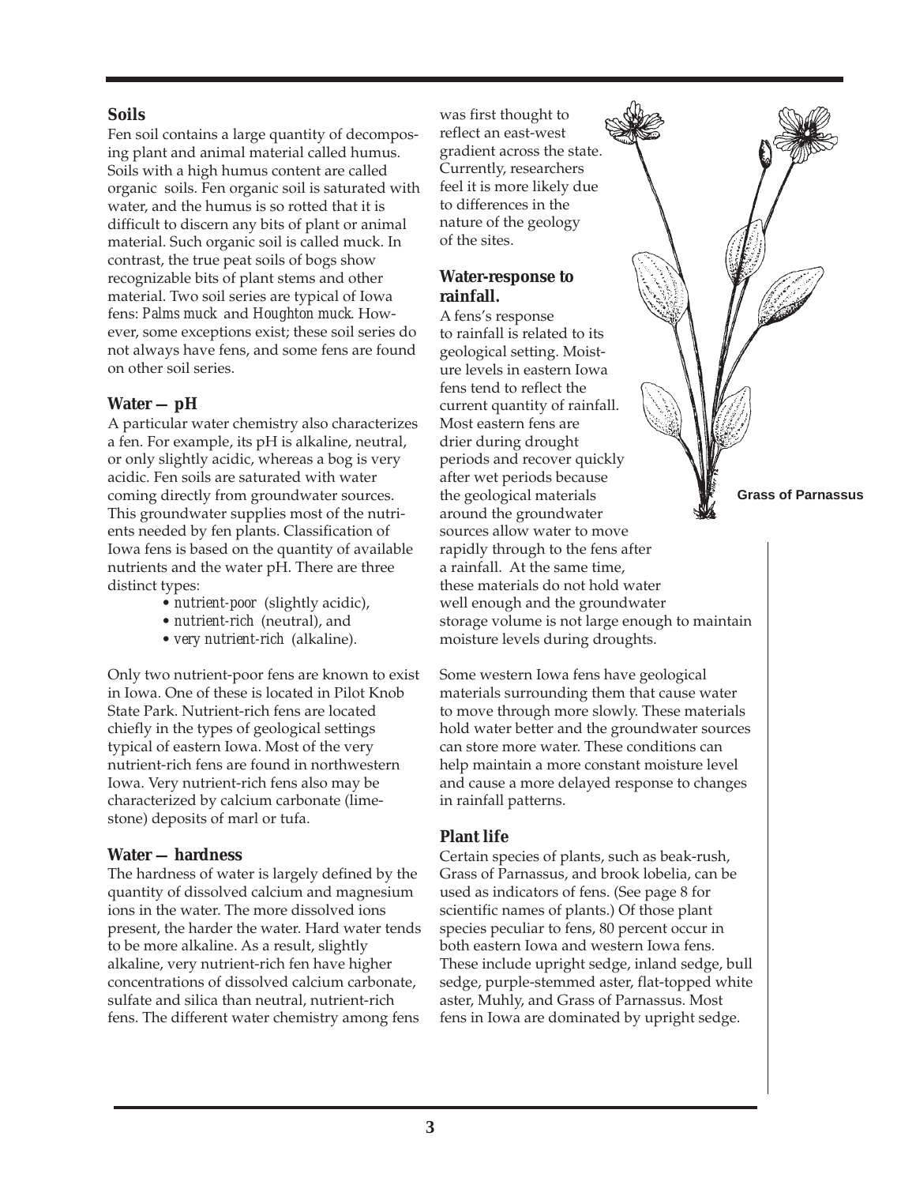### Soils

Fen soil contains a large quantity of decomposing plant and animal material called humus. Soils with a high humus content are called organic soils. Fen organic soil is saturated with water, and the humus is so rotted that it is difficult to discern any bits of plant or animal material. Such organic soil is called muck. In contrast, the true peat soils of bogs show recognizable bits of plant stems and other material. Two soil series are typical of Iowa fens: *Palms muck* and *Houghton muck*. However, some exceptions exist; these soil series do not always have fens, and some fens are found on other soil series.

### Water — pH

A particular water chemistry also characterizes a fen. For example, its pH is alkaline, neutral, or only slightly acidic, whereas a bog is very acidic. Fen soils are saturated with water coming directly from groundwater sources. This groundwater supplies most of the nutrients needed by fen plants. Classification of Iowa fens is based on the quantity of available nutrients and the water pH. There are three distinct types:

- *nutrient-poor* (slightly acidic),
- *nutrient-rich* (neutral), and
- *very nutrient-rich* (alkaline).

Only two nutrient-poor fens are known to exist in Iowa. One of these is located in Pilot Knob State Park. Nutrient-rich fens are located chiefly in the types of geological settings typical of eastern Iowa. Most of the very nutrient-rich fens are found in northwestern Iowa. Very nutrient-rich fens also may be characterized by calcium carbonate (limestone) deposits of marl or tufa.

### Water — hardness

The hardness of water is largely defined by the quantity of dissolved calcium and magnesium ions in the water. The more dissolved ions present, the harder the water. Hard water tends to be more alkaline. As a result, slightly alkaline, very nutrient-rich fen have higher concentrations of dissolved calcium carbonate, sulfate and silica than neutral, nutrient-rich fens. The different water chemistry among fens was first thought to reflect an east-west gradient across the state. Currently, researchers feel it is more likely due to differences in the nature of the geology of the sites.

### Water-response to rainfall.

A fen's response to rainfall is related to its geological setting. Moisture levels in eastern Iowa fens tend to reflect the current quantity of rainfall. Most eastern fens are drier during drought periods and recover quickly after wet periods because the geological materials around the groundwater sources allow water to move rapidly through to the fens after a rainfall. At the same time, these materials do not hold water well enough and the groundwater storage volume is not large enough to maintain moisture levels during droughts.

Some western Iowa fens have geological materials surrounding them that cause water to move through more slowly. These materials hold water better and the groundwater sources can store more water. These conditions can help maintain a more constant moisture level and cause a more delayed response to changes in rainfall patterns.

Grass of Parnassus

### Plant life

Certain species of plants, such as beak-rush, Grass of Parnassus, and brook lobelia, can be used as indicators of fens. (See page 8 for scientific names of plants.) Of those plant species peculiar to fens, 80 percent occur in both eastern Iowa and western Iowa fens. These include upright sedge, inland sedge, bull sedge, purple-stemmed aster, flat-topped white aster, Muhly, and Grass of Parnassus. Most fens in Iowa are dominated by upright sedge.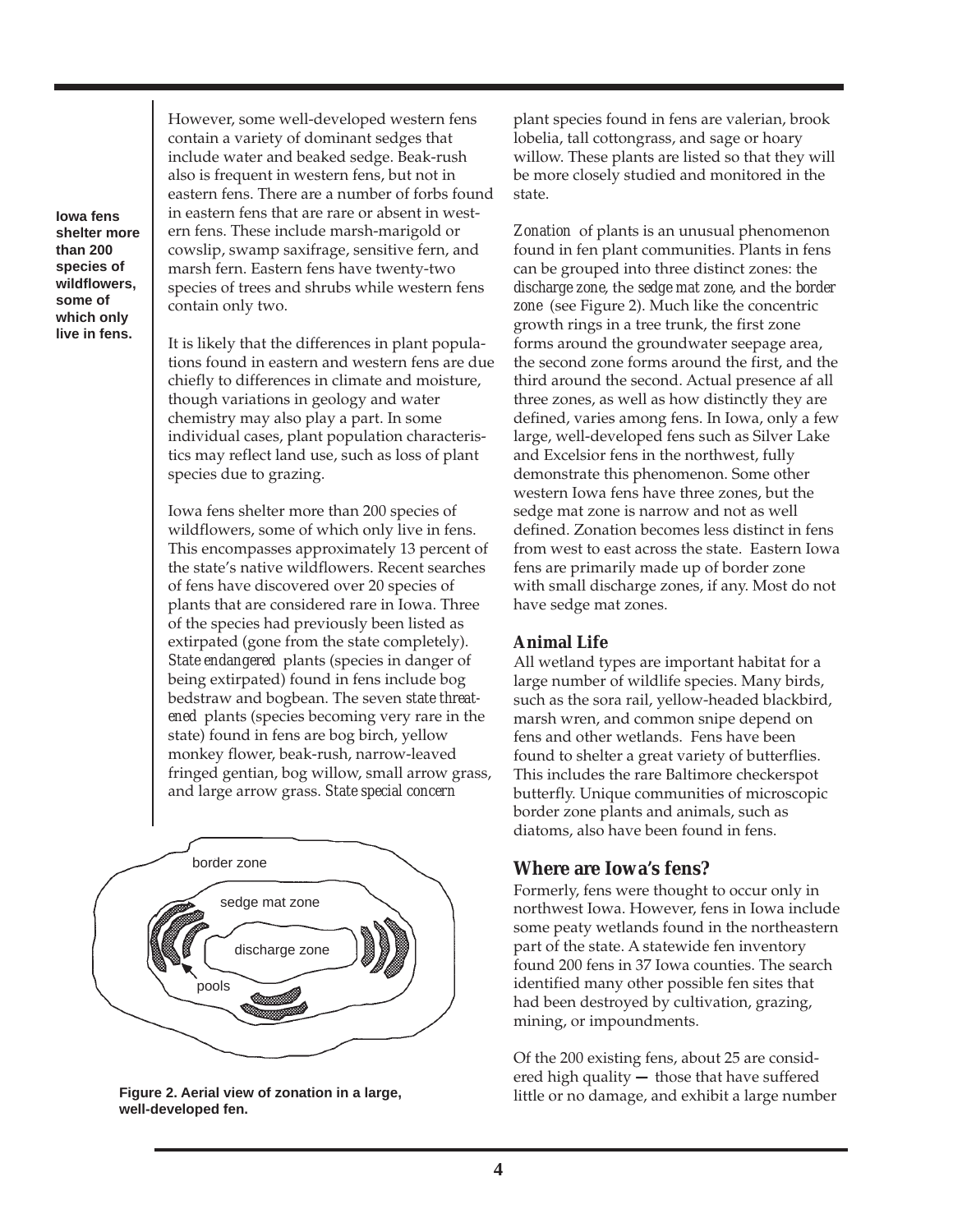However, some well-developed western fens contain a variety of dominant sedges that include water and beaked sedge. Beak-rush also is frequent in western fens, but not in eastern fens. There are a number of forbs found in eastern fens that are rare or absent in western fens. These include marsh-marigold or cowslip, swamp saxifrage, sensitive fern, and marsh fern. Eastern fens have twenty-two species of trees and shrubs while western fens contain only two.

**Iowa fens shelter more than 200 species of wildflowers, some of which only live in fens.**

It is likely that the differences in plant populations found in eastern and western fens are due chiefly to differences in climate and moisture, though variations in geology and water chemistry may also play a part. In some individual cases, plant population characteristics may reflect land use, such as loss of plant species due to grazing.

Iowa fens shelter more than 200 species of wildflowers, some of which only live in fens. This encompasses approximately 13 percent of the state's native wildflowers. Recent searches of fens have discovered over 20 species of plants that are considered rare in Iowa. Three of the species had previously been listed as extirpated (gone from the state completely). *State endangered* plants (species in danger of being extirpated) found in fens include bog bedstraw and bogbean. The seven *state threatened* plants (species becoming very rare in the state) found in fens are bog birch, yellow monkey flower, beak-rush, narrow-leaved fringed gentian, bog willow, small arrow grass, and large arrow grass. *State special concern* plant species found in fens are valerian, brook lobelia, tall cottongrass, and sage or hoary willow. These plants are listed so that they will be more closely studied and monitored in the state.

border zone

sedge mat zone

discharge zone

pools

**Figure 2. Aerial view of zonation in a large, well-developed fen.**

*Zonation* of plants is an unusual phenomenon found in fen plant communities. Plants in fens can be grouped into three distinct zones: the *discharge zone*, the *sedge mat zone*, and the *border zone* (see Figure 2). Much like the concentric growth rings in a tree trunk, the first zone forms around the groundwater seepage area, the second zone forms around the first, and the third around the second. Actual presence af all three zones, as well as how distinctly they are defined, varies among fens. In Iowa, only a few large, well-developed fens such as Silver Lake and Excelsior fens in the northwest, fully demonstrate this phenomenon. Some other western Iowa fens have three zones, but the sedge mat zone is narrow and not as well defined. Zonation becomes less distinct in fens from west to east across the state. Eastern Iowa fens are primarily made up of border zone with small discharge zones, if any. Most do not have sedge mat zones.

### Animal Life

All wetland types are important habitat for a large number of wildlife species. Many birds, such as the sora rail, yellow-headed blackbird, marsh wren, and common snipe depend on fens and other wetlands. Fens have been found to shelter a great variety of butterflies. This includes the rare Baltimore checkerspot butterfly. Unique communities of microscopic border zone plants and animals, such as diatoms, also have been found in fens.

## Where are Iowa's fens?

Formerly, fens were thought to occur only in northwest Iowa. However, fens in Iowa include some peaty wetlands found in the northeastern part of the state. A statewide fen inventory found 200 fens in 37 Iowa counties. The search identified many other possible fen sites that had been destroyed by cultivation, grazing, mining, or impoundments.

Of the 200 existing fens, about 25 are considered high quality — those that have suffered little or no damage, and exhibit a large number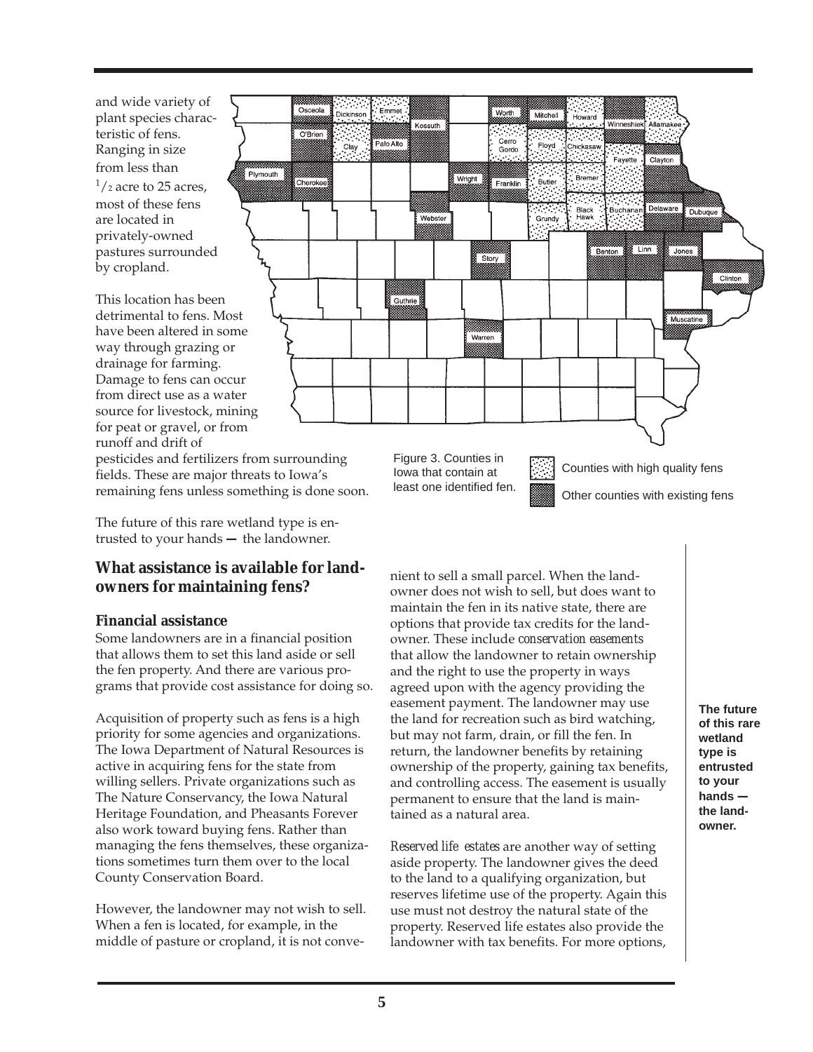and wide variety of plant species characteristic of fens. Ranging in size from less than $^{1}/_{2}$ acre to 25 acres, most of these fens are located in privately-owned pastures surrounded by cropland.

This location has been detrimental to fens. Most have been altered in some way through grazing or drainage for farming. Damage to fens can occur from direct use as a water source for livestock, mining for peat or gravel, or from runoff and drift of pesticides and fertilizers from surrounding fields. These are major threats to Iowa's remaining fens unless something is done soon.

The future of this rare wetland type is entrusted to your hands — the landowner.

Figure 3. Counties in Iowa that contain at least one identified fen.

Counties with high quality fens

Other counties with existing fens

## What assistance is available for landowners for maintaining fens?

### Financial assistance

Some landowners are in a financial position that allows them to set this land aside or sell the fen property. And there are various programs that provide cost assistance for doing so.

Acquisition of property such as fens is a high priority for some agencies and organizations. The Iowa Department of Natural Resources is active in acquiring fens for the state from willing sellers. Private organizations such as The Nature Conservancy, the Iowa Natural Heritage Foundation, and Pheasants Forever also work toward buying fens. Rather than managing the fens themselves, these organizations sometimes turn them over to the local County Conservation Board.

However, the landowner may not wish to sell. When a fen is located, for example, in the middle of pasture or cropland, it is not convenient to sell a small parcel. When the landowner does not wish to sell, but does want to maintain the fen in its native state, there are options that provide tax credits for the landowner. These include *conservation easements* that allow the landowner to retain ownership and the right to use the property in ways agreed upon with the agency providing the easement payment. The landowner may use the land for recreation such as bird watching, but may not farm, drain, or fill the fen. In return, the landowner benefits by retaining ownership of the property, gaining tax benefits, and controlling access. The easement is usually permanent to ensure that the land is maintained as a natural area.

*Reserved life estates* are another way of setting aside property. The landowner gives the deed to the land to a qualifying organization, but reserves lifetime use of the property. Again this use must not destroy the natural state of the property. Reserved life estates also provide the landowner with tax benefits. For more options,

**The future of this rare wetland type is entrusted to your hands — the landowner.**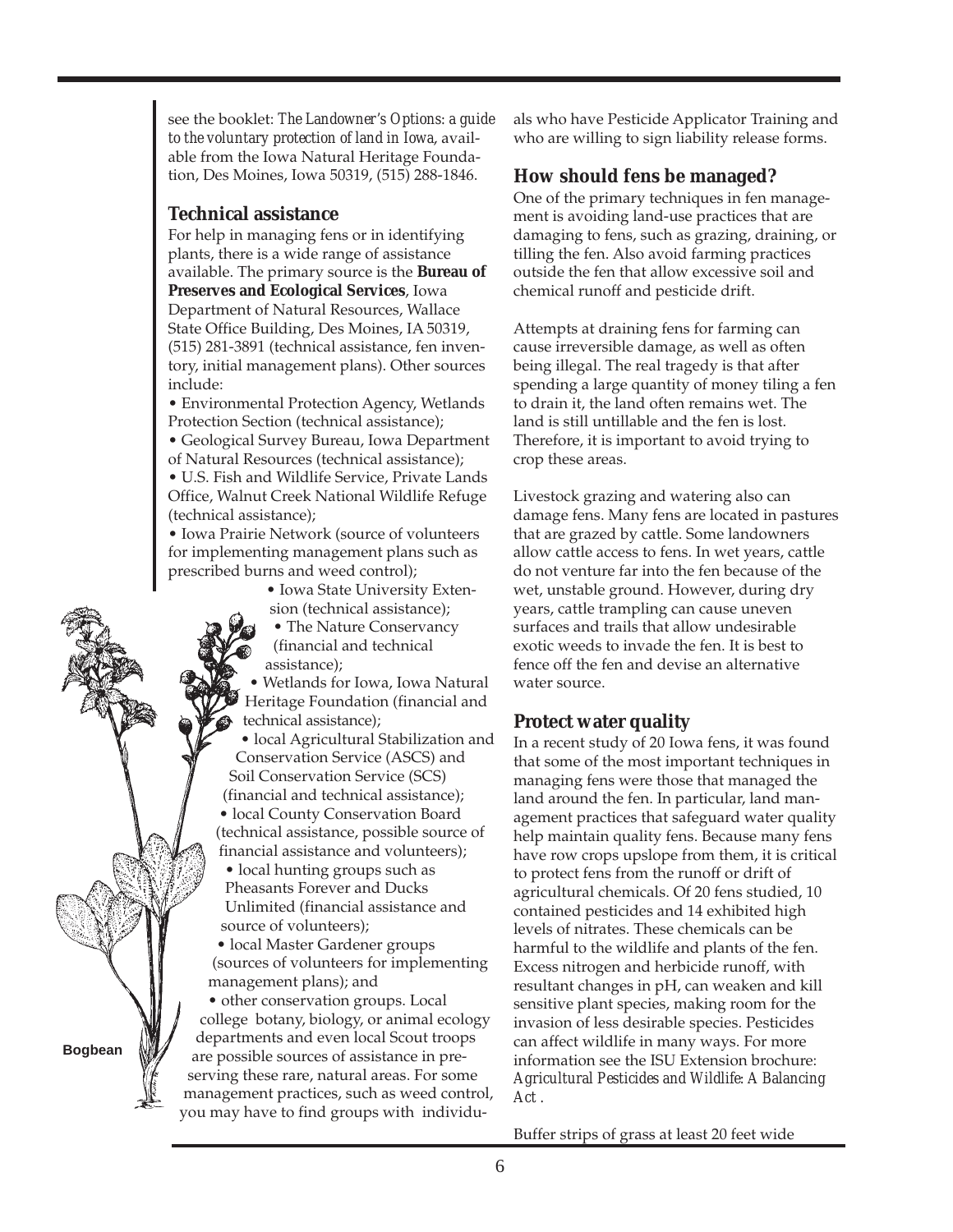see the booklet: *The Landowner's Options: a guide to the voluntary protection of land in Iowa*, available from the Iowa Natural Heritage Foundation, Des Moines, Iowa 50319, (515) 288-1846.

### Technical assistance

For help in managing fens or in identifying plants, there is a wide range of assistance available. The primary source is the **Bureau of Preserves and Ecological Services**, Iowa Department of Natural Resources, Wallace State Office Building, Des Moines, IA 50319, (515) 281-3891 (technical assistance, fen inventory, initial management plans). Other sources include:

- Environmental Protection Agency, Wetlands Protection Section (technical assistance);
- Geological Survey Bureau, Iowa Department of Natural Resources (technical assistance);
- U.S. Fish and Wildlife Service, Private Lands Office, Walnut Creek National Wildlife Refuge (technical assistance);
- Iowa Prairie Network (source of volunteers for implementing management plans such as prescribed burns and weed control);
- Iowa State University Extension (technical assistance);
- The Nature Conservancy (financial and technical assistance);
- Wetlands for Iowa, Iowa Natural Heritage Foundation (financial and technical assistance);
- local Agricultural Stabilization and Conservation Service (ASCS) and Soil Conservation Service (SCS) (financial and technical assistance);
- local County Conservation Board (technical assistance, possible source of financial assistance and volunteers);
- local hunting groups such as Pheasants Forever and Ducks Unlimited (financial assistance and source of volunteers);
- local Master Gardener groups (sources of volunteers for implementing management plans); and
- other conservation groups. Local college botany, biology, or animal ecology departments and even local Scout troops are possible sources of assistance in preserving these rare, natural areas. For some management practices, such as weed control, you may have to find groups with individuals who have Pesticide Applicator Training and who are willing to sign liability release forms.

Bogbean

### How should fens be managed?

One of the primary techniques in fen management is avoiding land-use practices that are damaging to fens, such as grazing, draining, or tilling the fen. Also avoid farming practices outside the fen that allow excessive soil and chemical runoff and pesticide drift.

Attempts at draining fens for farming can cause irreversible damage, as well as often being illegal. The real tragedy is that after spending a large quantity of money tiling a fen to drain it, the land often remains wet. The land is still untillable and the fen is lost. Therefore, it is important to avoid trying to crop these areas.

Livestock grazing and watering also can damage fens. Many fens are located in pastures that are grazed by cattle. Some landowners allow cattle access to fens. In wet years, cattle do not venture far into the fen because of the wet, unstable ground. However, during dry years, cattle trampling can cause uneven surfaces and trails that allow undesirable exotic weeds to invade the fen. It is best to fence off the fen and devise an alternative water source.

### Protect water quality

In a recent study of 20 Iowa fens, it was found that some of the most important techniques in managing fens were those that managed the land around the fen. In particular, land management practices that safeguard water quality help maintain quality fens. Because many fens have row crops upslope from them, it is critical to protect fens from the runoff or drift of agricultural chemicals. Of 20 fens studied, 10 contained pesticides and 14 exhibited high levels of nitrates. These chemicals can be harmful to the wildlife and plants of the fen. Excess nitrogen and herbicide runoff, with resultant changes in pH, can weaken and kill sensitive plant species, making room for the invasion of less desirable species. Pesticides can affect wildlife in many ways. For more information see the ISU Extension brochure: *Agricultural Pesticides and Wildlife: A Balancing Act* .

Buffer strips of grass at least 20 feet wide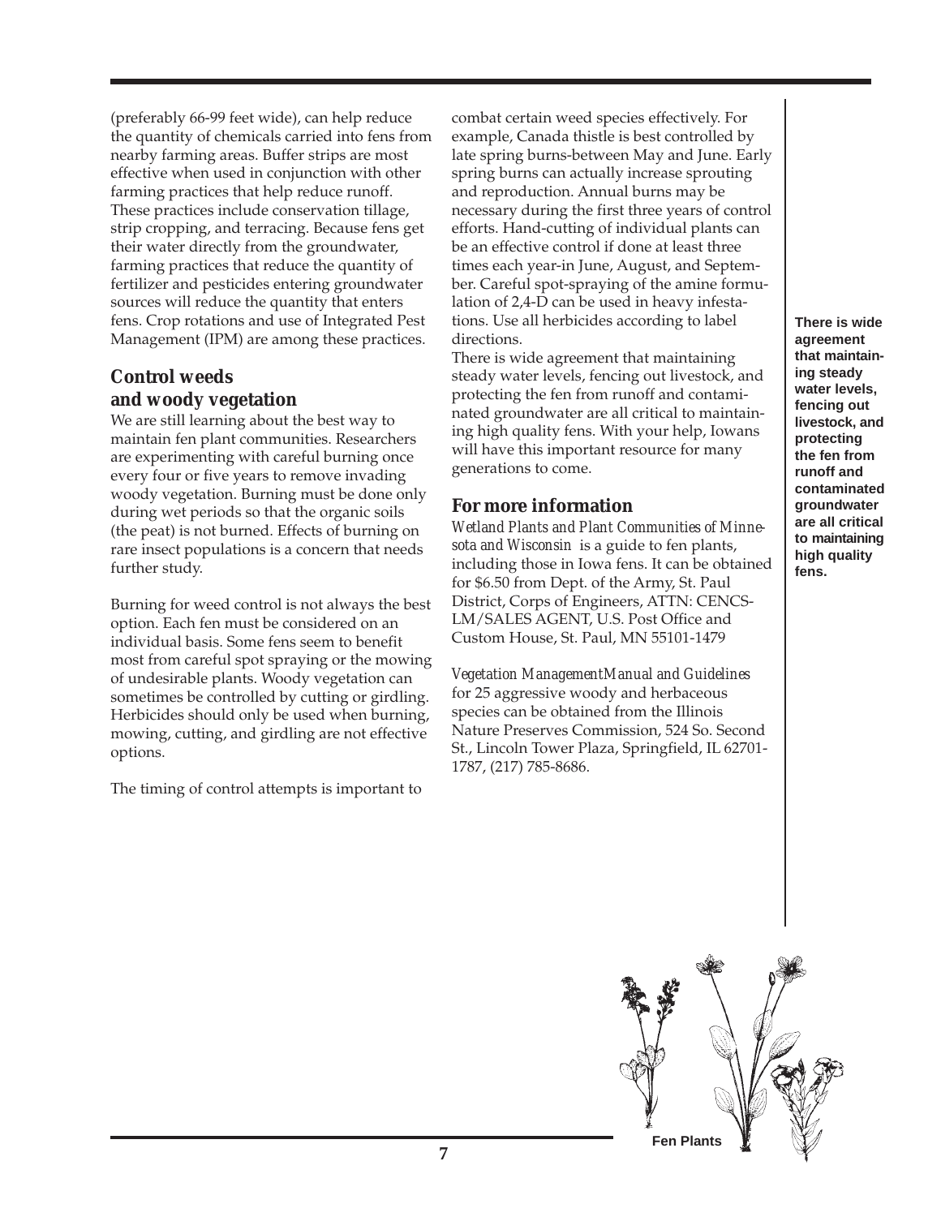(preferably 66-99 feet wide), can help reduce the quantity of chemicals carried into fens from nearby farming areas. Buffer strips are most effective when used in conjunction with other farming practices that help reduce runoff. These practices include conservation tillage, strip cropping, and terracing. Because fens get their water directly from the groundwater, farming practices that reduce the quantity of fertilizer and pesticides entering groundwater sources will reduce the quantity that enters fens. Crop rotations and use of Integrated Pest Management (IPM) are among these practices.

## Control weeds and woody vegetation

We are still learning about the best way to maintain fen plant communities. Researchers are experimenting with careful burning once every four or five years to remove invading woody vegetation. Burning must be done only during wet periods so that the organic soils (the peat) is not burned. Effects of burning on rare insect populations is a concern that needs further study.

Burning for weed control is not always the best option. Each fen must be considered on an individual basis. Some fens seem to benefit most from careful spot spraying or the mowing of undesirable plants. Woody vegetation can sometimes be controlled by cutting or girdling. Herbicides should only be used when burning, mowing, cutting, and girdling are not effective options.

The timing of control attempts is important to combat certain weed species effectively. For example, Canada thistle is best controlled by late spring burns-between May and June. Early spring burns can actually increase sprouting and reproduction. Annual burns may be necessary during the first three years of control efforts. Hand-cutting of individual plants can be an effective control if done at least three times each year-in June, August, and September. Careful spot-spraying of the amine formulation of 2,4-D can be used in heavy infestations. Use all herbicides according to label directions.

There is wide agreement that maintaining steady water levels, fencing out livestock, and protecting the fen from runoff and contaminated groundwater are all critical to maintaining high quality fens. With your help, Iowans will have this important resource for many generations to come.

**There is wide agreement that maintaining steady water levels, fencing out livestock, and protecting the fen from runoff and contaminated groundwater are all critical to maintaining high quality fens.**

## For more information

*Wetland Plants and Plant Communities of Minnesota and Wisconsin* is a guide to fen plants, including those in Iowa fens. It can be obtained for $6.50 from Dept. of the Army, St. Paul District, Corps of Engineers, ATTN: CENCS-LM/SALES AGENT, U.S. Post Office and Custom House, St. Paul, MN 55101-1479

*Vegetation ManagementManual and Guidelines* for 25 aggressive woody and herbaceous species can be obtained from the Illinois Nature Preserves Commission, 524 So. Second St., Lincoln Tower Plaza, Springfield, IL 62701-1787, (217) 785-8686.

Fen Plants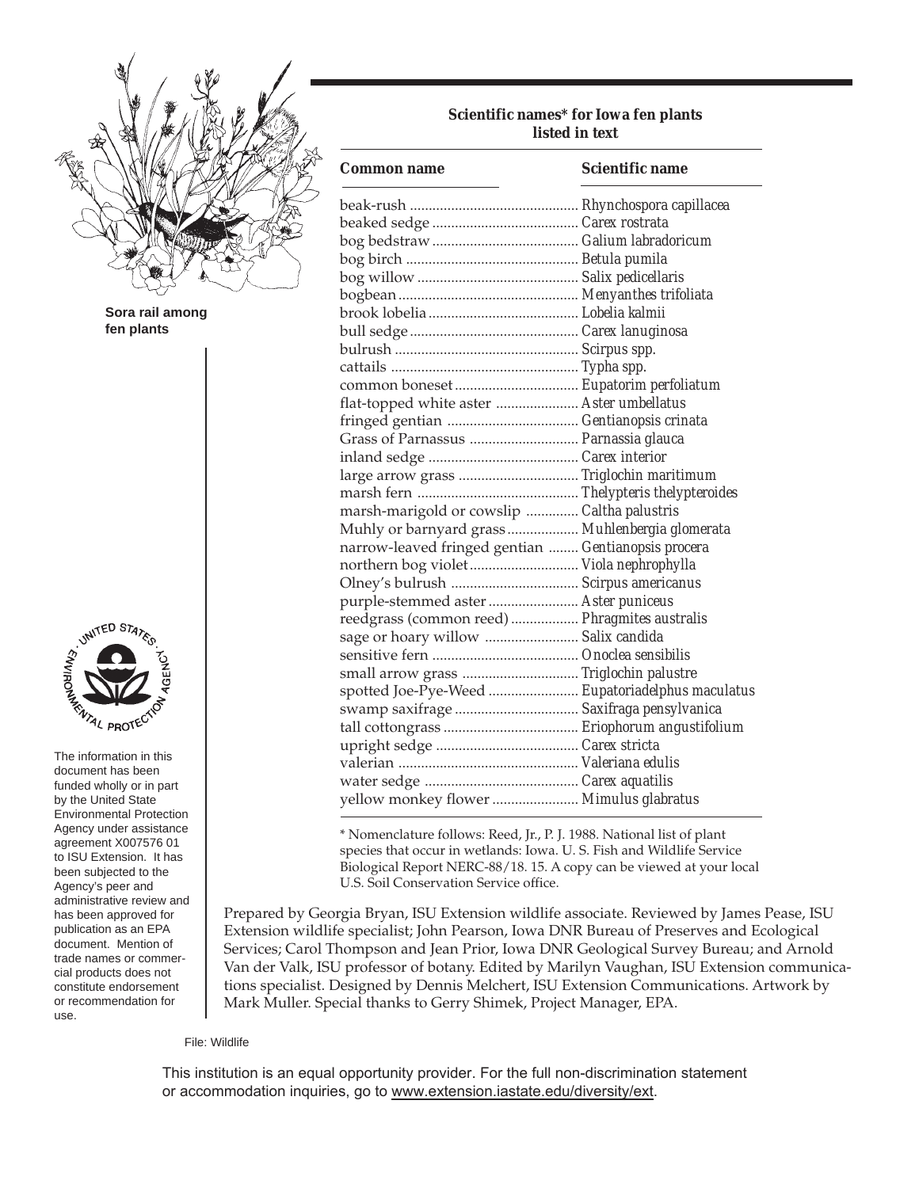Sora rail among fen plants

The information in this document has been funded wholly or in part by the United State Environmental Protection Agency under assistance agreement X007576 01 to ISU Extension. It has been subjected to the Agency's peer and administrative review and has been approved for publication as an EPA document. Mention of trade names or commercial products does not constitute endorsement or recommendation for use.

## Scientific names* for Iowa fen plants listed in text

| Common name | Scientific name |
|---|---|
| beak-rush | *Rhynchospora capillacea* |
| beaked sedge | *Carex rostrata* |
| bog bedstraw | *Galium labradoricum* |
| bog birch | *Betula pumila* |
| bog willow | *Salix pedicellaris* |
| bogbean | *Menyanthes trifoliata* |
| brook lobelia | *Lobelia kalmii* |
| bull sedge | *Carex lanuginosa* |
| bulrush | *Scirpus spp.* |
| cattails | *Typha spp.* |
| common boneset | *Eupatorim perfoliatum* |
| flat-topped white aster | *Aster umbellatus* |
| fringed gentian | *Gentianopsis crinata* |
| Grass of Parnassus | *Parnassia glauca* |
| inland sedge | *Carex interior* |
| large arrow grass | *Triglochin maritimum* |
| marsh fern | *Thelypteris thelypteroides* |
| marsh-marigold or cowslip | *Caltha palustris* |
| Muhly or barnyard grass | *Muhlenbergia glomerata* |
| narrow-leaved fringed gentian | *Gentianopsis procera* |
| northern bog violet | *Viola nephrophylla* |
| Olney's bulrush | *Scirpus americanus* |
| purple-stemmed aster | *Aster puniceus* |
| reedgrass (common reed) | *Phragmites australis* |
| sage or hoary willow | *Salix candida* |
| sensitive fern | *Onoclea sensibilis* |
| small arrow grass | *Triglochin palustre* |
| spotted Joe-Pye-Weed | *Eupatoriadelphus maculatus* |
| swamp saxifrage | *Saxifraga pensylvanica* |
| tall cottongrass | *Eriophorum angustifolium* |
| upright sedge | *Carex stricta* |
| valerian | *Valeriana edulis* |
| water sedge | *Carex aquatilis* |
| yellow monkey flower | *Mimulus glabratus* |

* Nomenclature follows: Reed, Jr., P. J. 1988. National list of plant species that occur in wetlands: Iowa. U. S. Fish and Wildlife Service Biological Report NERC-88/18. 15. A copy can be viewed at your local U.S. Soil Conservation Service office.

Prepared by Georgia Bryan, ISU Extension wildlife associate. Reviewed by James Pease, ISU Extension wildlife specialist; John Pearson, Iowa DNR Bureau of Preserves and Ecological Services; Carol Thompson and Jean Prior, Iowa DNR Geological Survey Bureau; and Arnold Van der Valk, ISU professor of botany. Edited by Marilyn Vaughan, ISU Extension communications specialist. Designed by Dennis Melchert, ISU Extension Communications. Artwork by Mark Muller. Special thanks to Gerry Shimek, Project Manager, EPA.

File: Wildlife

This institution is an equal opportunity provider. For the full non-discrimination statement or accommodation inquiries, go to www.extension.iastate.edu/diversity/ext.